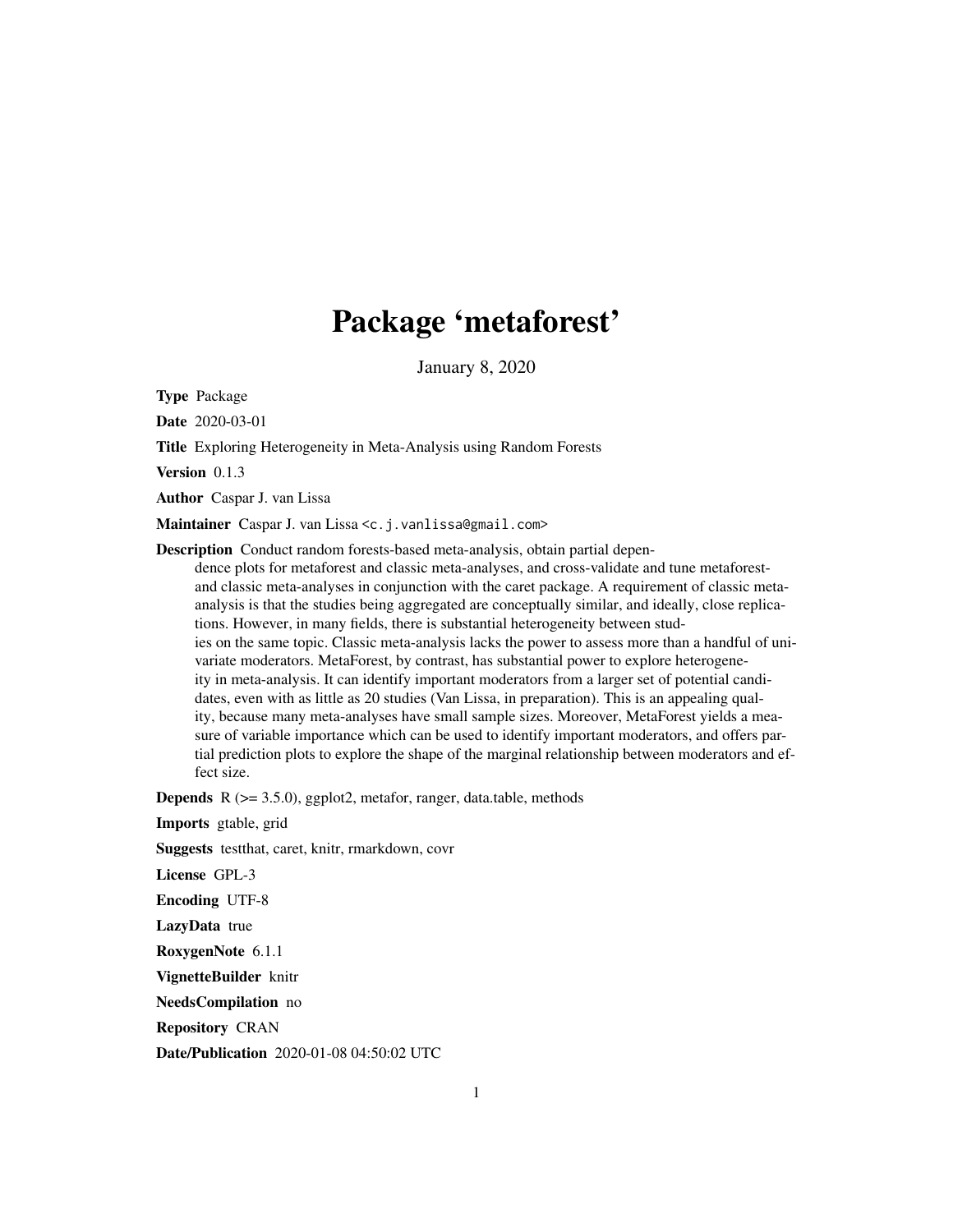# Package 'metaforest'

January 8, 2020

**Type** Package

**Date** 2020-03-01

**Title** Exploring Heterogeneity in Meta-Analysis using Random Forests

**Version** 0.1.3

**Author** Caspar J. van Lissa

**Maintainer** Caspar J. van Lissa <c.j.vanlissa@gmail.com>

**Description** Conduct random forests-based meta-analysis, obtain partial dependence plots for metaforest and classic meta-analyses, and cross-validate and tune metaforest- and classic meta-analyses in conjunction with the caret package. A requirement of classic meta-analysis is that the studies being aggregated are conceptually similar, and ideally, close replications. However, in many fields, there is substantial heterogeneity between studies on the same topic. Classic meta-analysis lacks the power to assess more than a handful of univariate moderators. MetaForest, by contrast, has substantial power to explore heterogeneity in meta-analysis. It can identify important moderators from a larger set of potential candidates, even with as little as 20 studies (Van Lissa, in preparation). This is an appealing quality, because many meta-analyses have small sample sizes. Moreover, MetaForest yields a measure of variable importance which can be used to identify important moderators, and offers partial prediction plots to explore the shape of the marginal relationship between moderators and effect size.

**Depends** R (>= 3.5.0), ggplot2, metafor, ranger, data.table, methods

**Imports** gtable, grid

**Suggests** testthat, caret, knitr, rmarkdown, covr

**License** GPL-3

**Encoding** UTF-8

**LazyData** true

**RoxygenNote** 6.1.1

**VignetteBuilder** knitr

**NeedsCompilation** no

**Repository** CRAN

**Date/Publication** 2020-01-08 04:50:02 UTC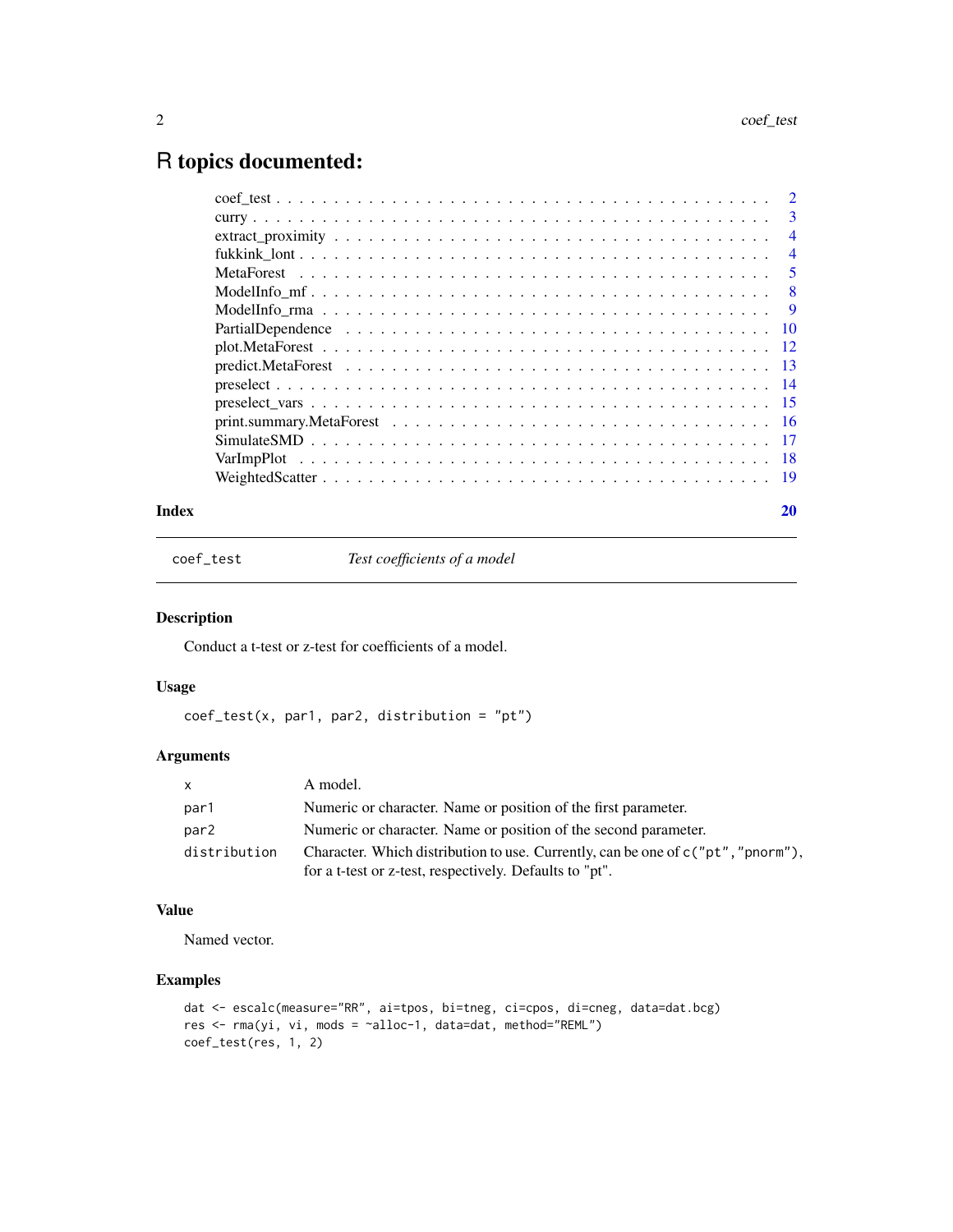# R topics documented:

| | |
|---|---|
| coef_test | 2 |
| curry | 3 |
| extract_proximity | 4 |
| fukkink_lont | 4 |
| MetaForest | 5 |
| ModelInfo_mf | 8 |
| ModelInfo_rma | 9 |
| PartialDependence | 10 |
| plot.MetaForest | 12 |
| predict.MetaForest | 13 |
| preselect | 14 |
| preselect_vars | 15 |
| print.summary.MetaForest | 16 |
| SimulateSMD | 17 |
| VarImpPlot | 18 |
| WeightedScatter | 19 |
| **Index** | **20** |

---

## coef_test — *Test coefficients of a model*

### Description

Conduct a t-test or z-test for coefficients of a model.

### Usage

```
coef_test(x, par1, par2, distribution = "pt")
```

### Arguments

| | |
|---|---|
| x | A model. |
| par1 | Numeric or character. Name or position of the first parameter. |
| par2 | Numeric or character. Name or position of the second parameter. |
| distribution | Character. Which distribution to use. Currently, can be one of c("pt","pnorm"), for a t-test or z-test, respectively. Defaults to "pt". |

### Value

Named vector.

### Examples

```
dat <- escalc(measure="RR", ai=tpos, bi=tneg, ci=cpos, di=cneg, data=dat.bcg)
res <- rma(yi, vi, mods = ~alloc-1, data=dat, method="REML")
coef_test(res, 1, 2)
```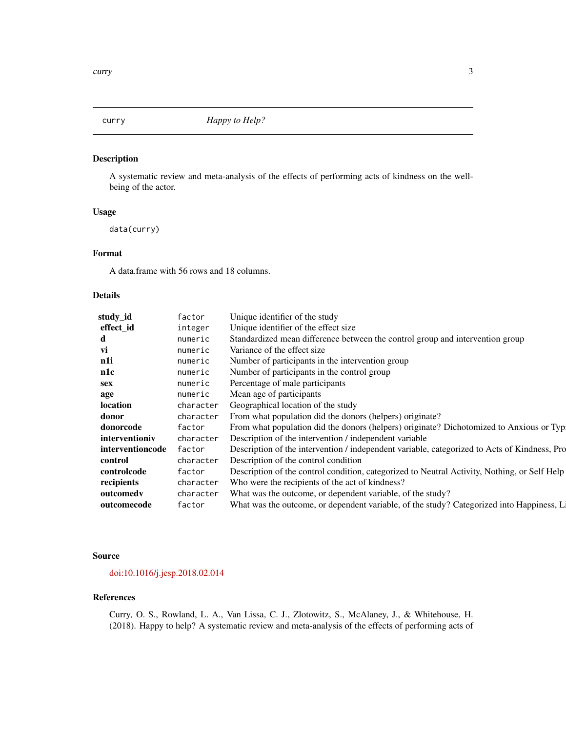`curry` *Happy to Help?*

## Description

A systematic review and meta-analysis of the effects of performing acts of kindness on the well-being of the actor.

## Usage

```
data(curry)
```

## Format

A data.frame with 56 rows and 18 columns.

## Details

| | | |
|---|---|---|
| **study_id** | `factor` | Unique identifier of the study |
| **effect_id** | `integer` | Unique identifier of the effect size |
| **d** | `numeric` | Standardized mean difference between the control group and intervention group |
| **vi** | `numeric` | Variance of the effect size |
| **n1i** | `numeric` | Number of participants in the intervention group |
| **n1c** | `numeric` | Number of participants in the control group |
| **sex** | `numeric` | Percentage of male participants |
| **age** | `numeric` | Mean age of participants |
| **location** | `character` | Geographical location of the study |
| **donor** | `character` | From what population did the donors (helpers) originate? |
| **donorcode** | `factor` | From what population did the donors (helpers) originate? Dichotomized to Anxious or Typ |
| **interventioniv** | `character` | Description of the intervention / independent variable |
| **interventioncode** | `factor` | Description of the intervention / independent variable, categorized to Acts of Kindness, Pro |
| **control** | `character` | Description of the control condition |
| **controlcode** | `factor` | Description of the control condition, categorized to Neutral Activity, Nothing, or Self Help |
| **recipients** | `character` | Who were the recipients of the act of kindness? |
| **outcomedv** | `character` | What was the outcome, or dependent variable, of the study? |
| **outcomecode** | `factor` | What was the outcome, or dependent variable, of the study? Categorized into Happiness, Li |

## Source

doi:10.1016/j.jesp.2018.02.014

## References

Curry, O. S., Rowland, L. A., Van Lissa, C. J., Zlotowitz, S., McAlaney, J., & Whitehouse, H. (2018). Happy to help? A systematic review and meta-analysis of the effects of performing acts of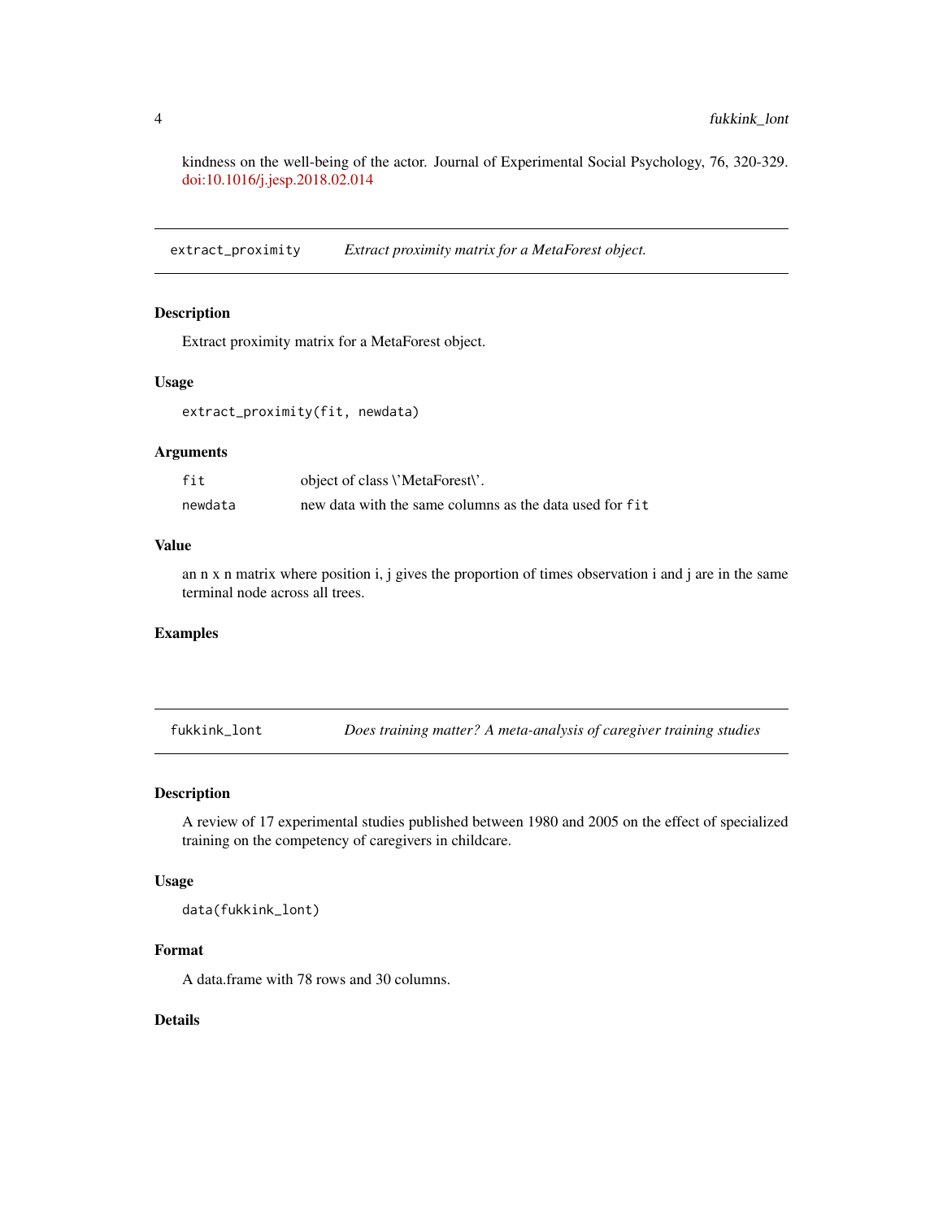kindness on the well-being of the actor. Journal of Experimental Social Psychology, 76, 320-329. doi:10.1016/j.jesp.2018.02.014

---

## extract_proximity — *Extract proximity matrix for a MetaForest object.*

### Description

Extract proximity matrix for a MetaForest object.

### Usage

```
extract_proximity(fit, newdata)
```

### Arguments

| | |
|---|---|
| `fit` | object of class \'MetaForest\'. |
| `newdata` | new data with the same columns as the data used for `fit` |

### Value

an n x n matrix where position i, j gives the proportion of times observation i and j are in the same terminal node across all trees.

### Examples

---

## fukkink_lont — *Does training matter? A meta-analysis of caregiver training studies*

### Description

A review of 17 experimental studies published between 1980 and 2005 on the effect of specialized training on the competency of caregivers in childcare.

### Usage

```
data(fukkink_lont)
```

### Format

A data.frame with 78 rows and 30 columns.

### Details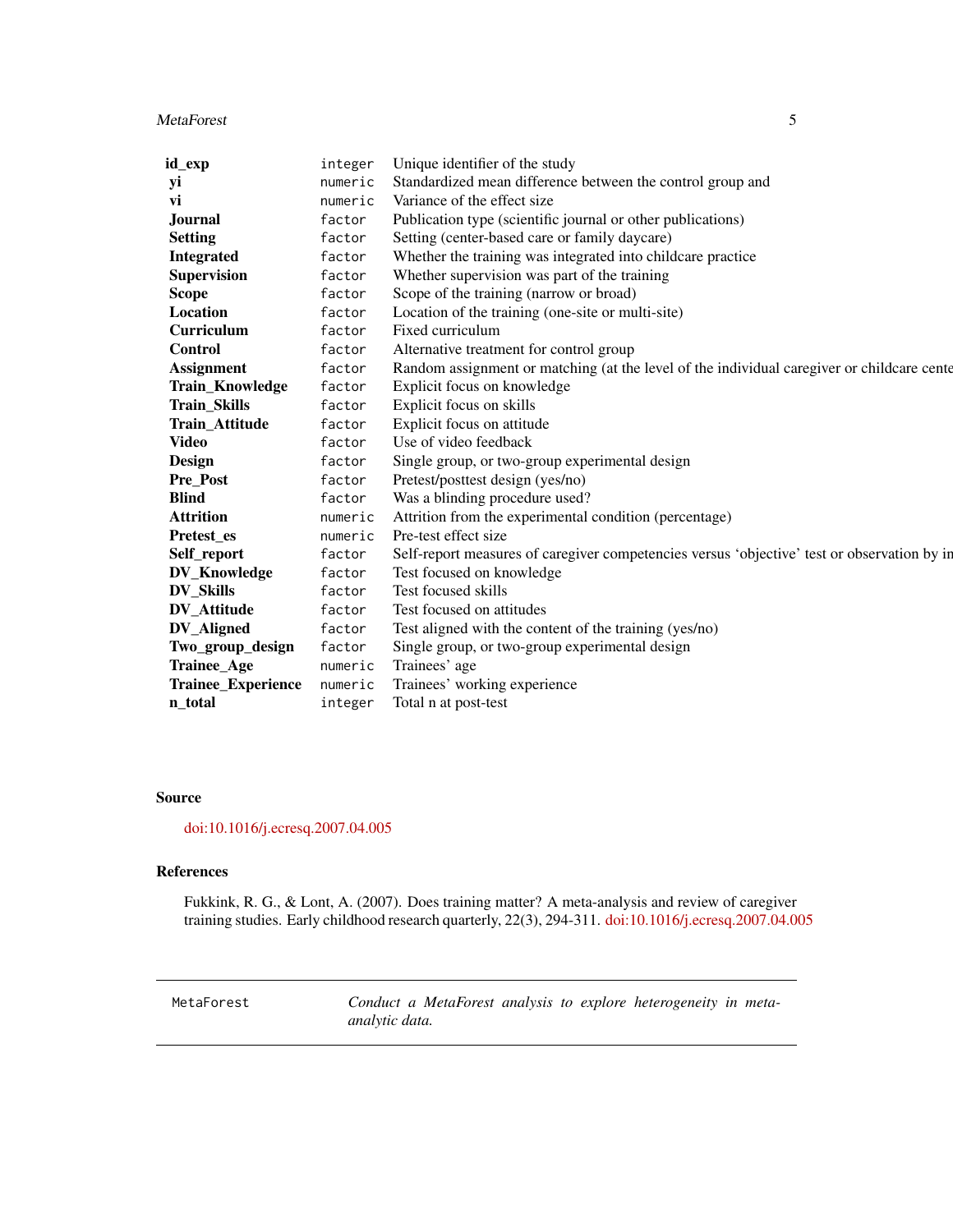| | | |
|---|---|---|
| **id_exp** | `integer` | Unique identifier of the study |
| **yi** | `numeric` | Standardized mean difference between the control group and |
| **vi** | `numeric` | Variance of the effect size |
| **Journal** | `factor` | Publication type (scientific journal or other publications) |
| **Setting** | `factor` | Setting (center-based care or family daycare) |
| **Integrated** | `factor` | Whether the training was integrated into childcare practice |
| **Supervision** | `factor` | Whether supervision was part of the training |
| **Scope** | `factor` | Scope of the training (narrow or broad) |
| **Location** | `factor` | Location of the training (one-site or multi-site) |
| **Curriculum** | `factor` | Fixed curriculum |
| **Control** | `factor` | Alternative treatment for control group |
| **Assignment** | `factor` | Random assignment or matching (at the level of the individual caregiver or childcare cente |
| **Train_Knowledge** | `factor` | Explicit focus on knowledge |
| **Train_Skills** | `factor` | Explicit focus on skills |
| **Train_Attitude** | `factor` | Explicit focus on attitude |
| **Video** | `factor` | Use of video feedback |
| **Design** | `factor` | Single group, or two-group experimental design |
| **Pre_Post** | `factor` | Pretest/posttest design (yes/no) |
| **Blind** | `factor` | Was a blinding procedure used? |
| **Attrition** | `numeric` | Attrition from the experimental condition (percentage) |
| **Pretest_es** | `numeric` | Pre-test effect size |
| **Self_report** | `factor` | Self-report measures of caregiver competencies versus 'objective' test or observation by in |
| **DV_Knowledge** | `factor` | Test focused on knowledge |
| **DV_Skills** | `factor` | Test focused skills |
| **DV_Attitude** | `factor` | Test focused on attitudes |
| **DV_Aligned** | `factor` | Test aligned with the content of the training (yes/no) |
| **Two_group_design** | `factor` | Single group, or two-group experimental design |
| **Trainee_Age** | `numeric` | Trainees' age |
| **Trainee_Experience** | `numeric` | Trainees' working experience |
| **n_total** | `integer` | Total n at post-test |

## Source

doi:10.1016/j.ecresq.2007.04.005

## References

Fukkink, R. G., & Lont, A. (2007). Does training matter? A meta-analysis and review of caregiver training studies. Early childhood research quarterly, 22(3), 294-311. doi:10.1016/j.ecresq.2007.04.005

---

`MetaForest` *Conduct a MetaForest analysis to explore heterogeneity in meta-analytic data.*

---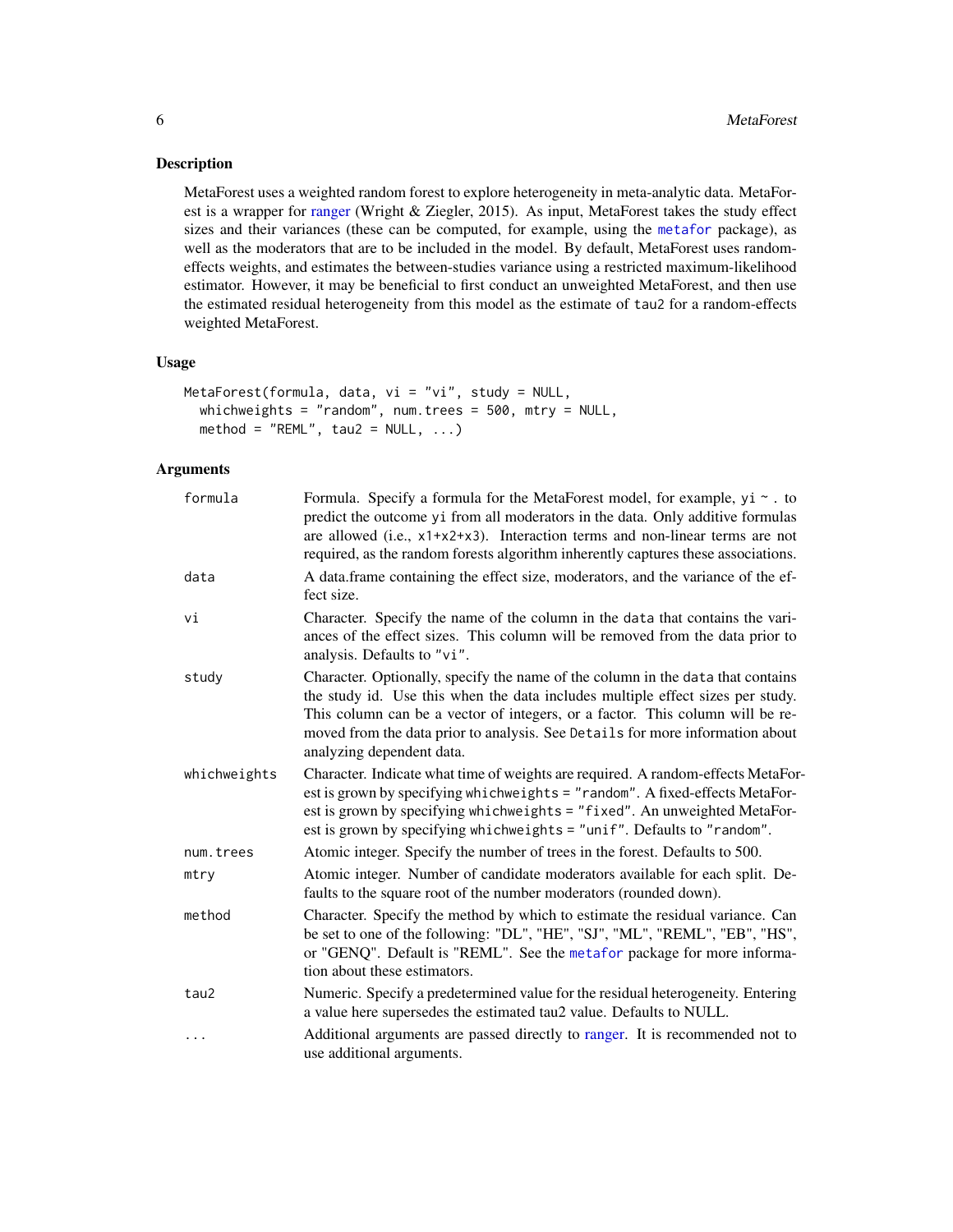## Description

MetaForest uses a weighted random forest to explore heterogeneity in meta-analytic data. MetaForest is a wrapper for ranger (Wright & Ziegler, 2015). As input, MetaForest takes the study effect sizes and their variances (these can be computed, for example, using the metafor package), as well as the moderators that are to be included in the model. By default, MetaForest uses random-effects weights, and estimates the between-studies variance using a restricted maximum-likelihood estimator. However, it may be beneficial to first conduct an unweighted MetaForest, and then use the estimated residual heterogeneity from this model as the estimate of `tau2` for a random-effects weighted MetaForest.

## Usage

```
MetaForest(formula, data, vi = "vi", study = NULL,
  whichweights = "random", num.trees = 500, mtry = NULL,
  method = "REML", tau2 = NULL, ...)
```

## Arguments

| | |
|---|---|
| `formula` | Formula. Specify a formula for the MetaForest model, for example, `yi ~ .` to predict the outcome `yi` from all moderators in the data. Only additive formulas are allowed (i.e., `x1+x2+x3`). Interaction terms and non-linear terms are not required, as the random forests algorithm inherently captures these associations. |
| `data` | A data.frame containing the effect size, moderators, and the variance of the effect size. |
| `vi` | Character. Specify the name of the column in the `data` that contains the variances of the effect sizes. This column will be removed from the data prior to analysis. Defaults to `"vi"`. |
| `study` | Character. Optionally, specify the name of the column in the `data` that contains the study id. Use this when the data includes multiple effect sizes per study. This column can be a vector of integers, or a factor. This column will be removed from the data prior to analysis. See `Details` for more information about analyzing dependent data. |
| `whichweights` | Character. Indicate what time of weights are required. A random-effects MetaForest is grown by specifying `whichweights = "random"`. A fixed-effects MetaForest is grown by specifying `whichweights = "fixed"`. An unweighted MetaForest is grown by specifying `whichweights = "unif"`. Defaults to `"random"`. |
| `num.trees` | Atomic integer. Specify the number of trees in the forest. Defaults to 500. |
| `mtry` | Atomic integer. Number of candidate moderators available for each split. Defaults to the square root of the number moderators (rounded down). |
| `method` | Character. Specify the method by which to estimate the residual variance. Can be set to one of the following: "DL", "HE", "SJ", "ML", "REML", "EB", "HS", or "GENQ". Default is "REML". See the metafor package for more information about these estimators. |
| `tau2` | Numeric. Specify a predetermined value for the residual heterogeneity. Entering a value here supersedes the estimated tau2 value. Defaults to NULL. |
| `...` | Additional arguments are passed directly to ranger. It is recommended not to use additional arguments. |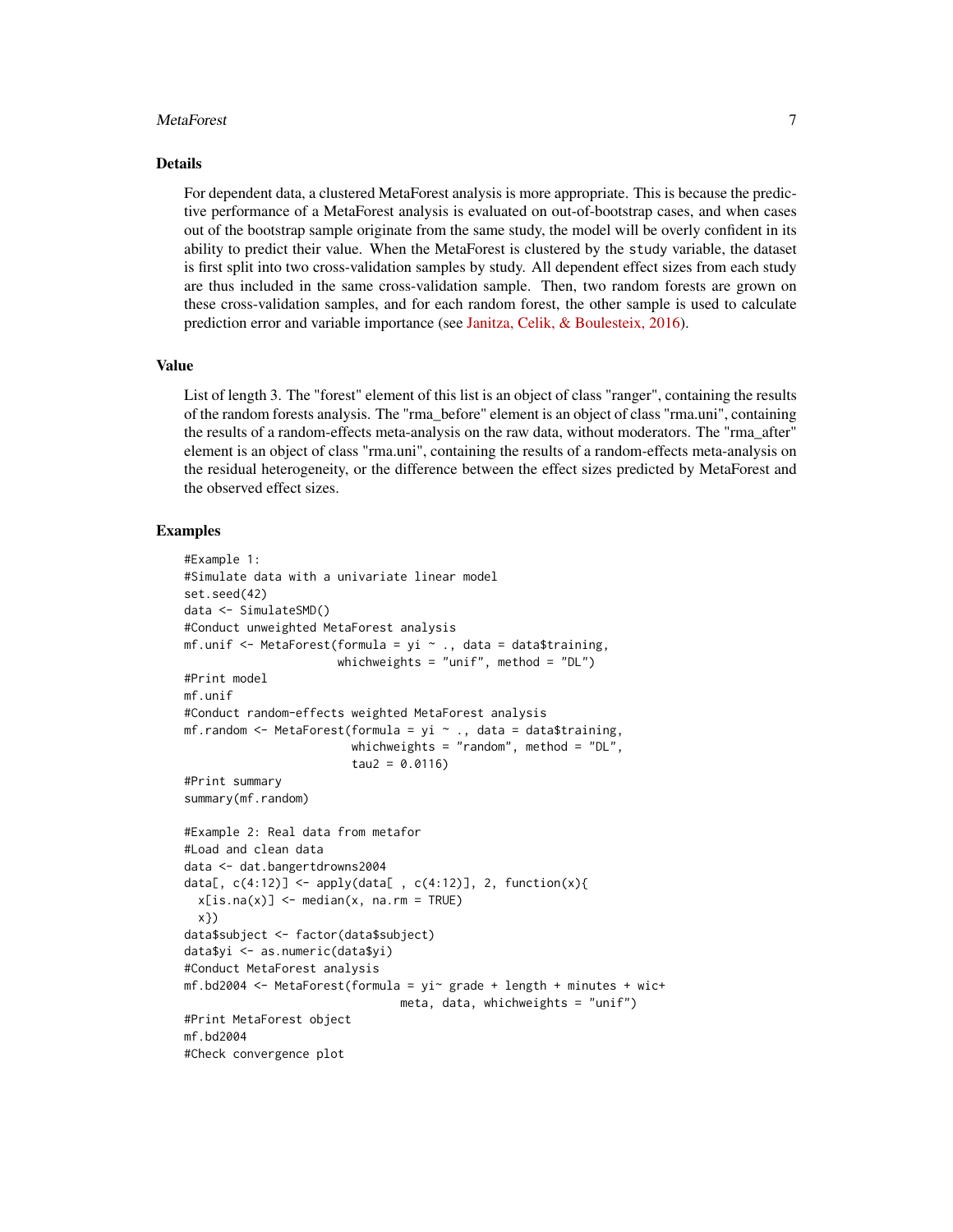## Details

For dependent data, a clustered MetaForest analysis is more appropriate. This is because the predictive performance of a MetaForest analysis is evaluated on out-of-bootstrap cases, and when cases out of the bootstrap sample originate from the same study, the model will be overly confident in its ability to predict their value. When the MetaForest is clustered by the `study` variable, the dataset is first split into two cross-validation samples by study. All dependent effect sizes from each study are thus included in the same cross-validation sample. Then, two random forests are grown on these cross-validation samples, and for each random forest, the other sample is used to calculate prediction error and variable importance (see Janitza, Celik, & Boulesteix, 2016).

## Value

List of length 3. The "forest" element of this list is an object of class "ranger", containing the results of the random forests analysis. The "rma_before" element is an object of class "rma.uni", containing the results of a random-effects meta-analysis on the raw data, without moderators. The "rma_after" element is an object of class "rma.uni", containing the results of a random-effects meta-analysis on the residual heterogeneity, or the difference between the effect sizes predicted by MetaForest and the observed effect sizes.

## Examples

```
#Example 1:
#Simulate data with a univariate linear model
set.seed(42)
data <- SimulateSMD()
#Conduct unweighted MetaForest analysis
mf.unif <- MetaForest(formula = yi ~ ., data = data$training,
                      whichweights = "unif", method = "DL")
#Print model
mf.unif
#Conduct random-effects weighted MetaForest analysis
mf.random <- MetaForest(formula = yi ~ ., data = data$training,
                        whichweights = "random", method = "DL",
                        tau2 = 0.0116)
#Print summary
summary(mf.random)

#Example 2: Real data from metafor
#Load and clean data
data <- dat.bangertdrowns2004
data[, c(4:12)] <- apply(data[ , c(4:12)], 2, function(x){
  x[is.na(x)] <- median(x, na.rm = TRUE)
  x})
data$subject <- factor(data$subject)
data$yi <- as.numeric(data$yi)
#Conduct MetaForest analysis
mf.bd2004 <- MetaForest(formula = yi~ grade + length + minutes + wic+
                                meta, data, whichweights = "unif")
#Print MetaForest object
mf.bd2004
#Check convergence plot
```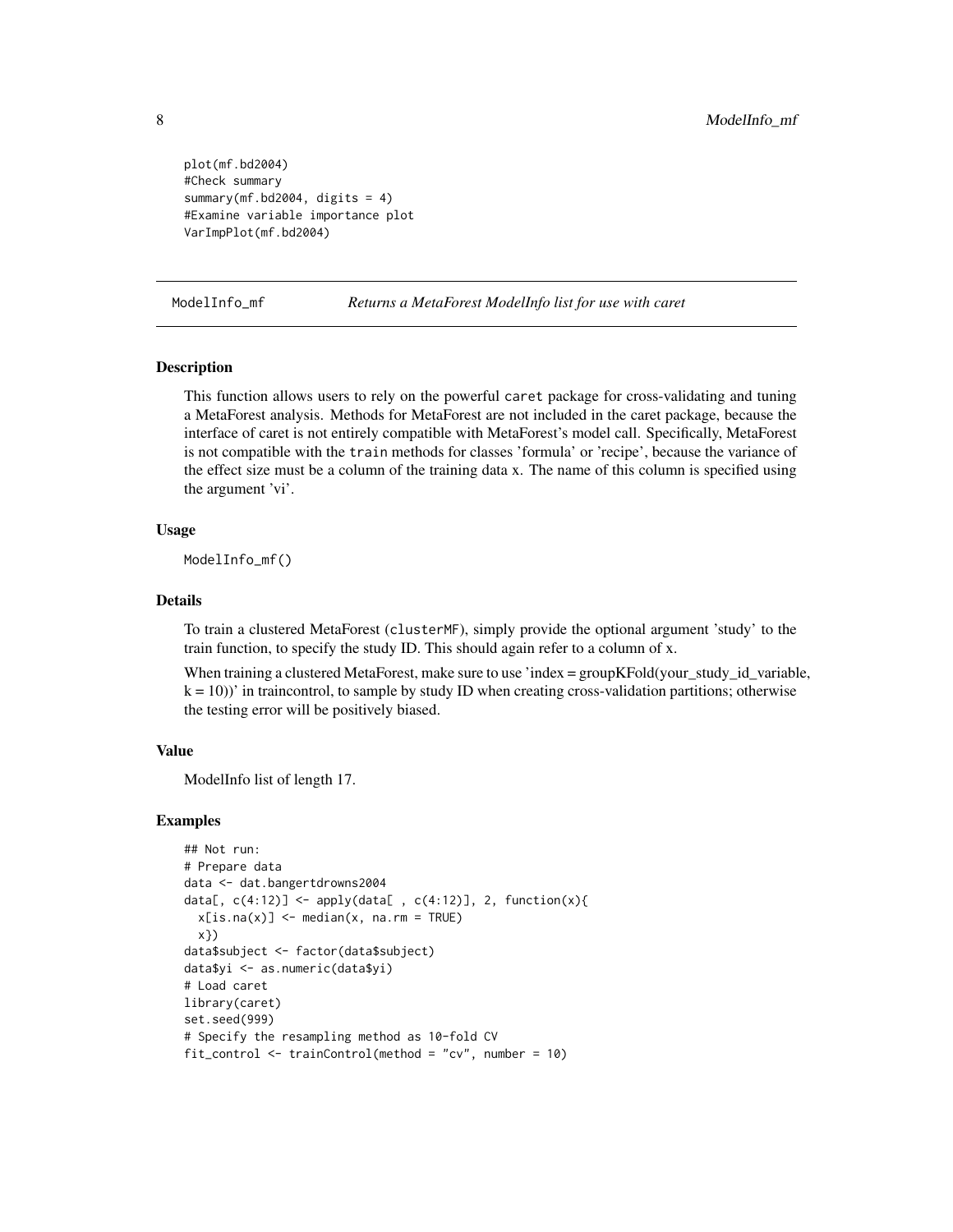```
plot(mf.bd2004)
#Check summary
summary(mf.bd2004, digits = 4)
#Examine variable importance plot
VarImpPlot(mf.bd2004)
```

---

## ModelInfo_mf — *Returns a MetaForest ModelInfo list for use with caret*

### Description

This function allows users to rely on the powerful caret package for cross-validating and tuning a MetaForest analysis. Methods for MetaForest are not included in the caret package, because the interface of caret is not entirely compatible with MetaForest's model call. Specifically, MetaForest is not compatible with the train methods for classes 'formula' or 'recipe', because the variance of the effect size must be a column of the training data x. The name of this column is specified using the argument 'vi'.

### Usage

```
ModelInfo_mf()
```

### Details

To train a clustered MetaForest (clusterMF), simply provide the optional argument 'study' to the train function, to specify the study ID. This should again refer to a column of x.

When training a clustered MetaForest, make sure to use 'index = groupKFold(your_study_id_variable, k = 10))' in traincontrol, to sample by study ID when creating cross-validation partitions; otherwise the testing error will be positively biased.

### Value

ModelInfo list of length 17.

### Examples

```
## Not run:
# Prepare data
data <- dat.bangertdrowns2004
data[, c(4:12)] <- apply(data[ , c(4:12)], 2, function(x){
  x[is.na(x)] <- median(x, na.rm = TRUE)
  x})
data$subject <- factor(data$subject)
data$yi <- as.numeric(data$yi)
# Load caret
library(caret)
set.seed(999)
# Specify the resampling method as 10-fold CV
fit_control <- trainControl(method = "cv", number = 10)
```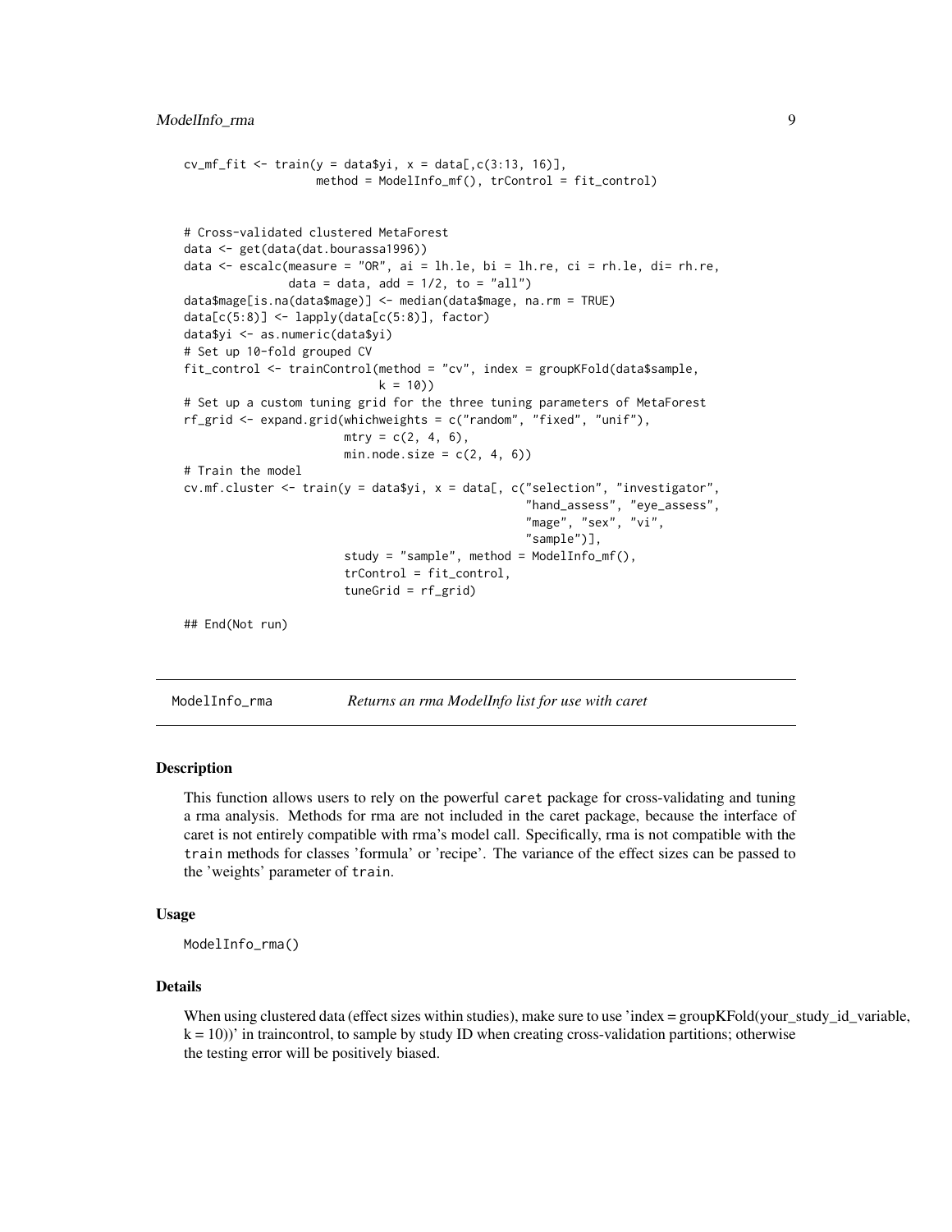```
cv_mf_fit <- train(y = data$yi, x = data[,c(3:13, 16)],
                   method = ModelInfo_mf(), trControl = fit_control)


# Cross-validated clustered MetaForest
data <- get(data(dat.bourassa1996))
data <- escalc(measure = "OR", ai = lh.le, bi = lh.re, ci = rh.le, di= rh.re,
               data = data, add = 1/2, to = "all")
data$mage[is.na(data$mage)] <- median(data$mage, na.rm = TRUE)
data[c(5:8)] <- lapply(data[c(5:8)], factor)
data$yi <- as.numeric(data$yi)
# Set up 10-fold grouped CV
fit_control <- trainControl(method = "cv", index = groupKFold(data$sample,
                            k = 10))
# Set up a custom tuning grid for the three tuning parameters of MetaForest
rf_grid <- expand.grid(whichweights = c("random", "fixed", "unif"),
                       mtry = c(2, 4, 6),
                       min.node.size = c(2, 4, 6))
# Train the model
cv.mf.cluster <- train(y = data$yi, x = data[, c("selection", "investigator",
                                                 "hand_assess", "eye_assess",
                                                 "mage", "sex", "vi",
                                                 "sample")],
                       study = "sample", method = ModelInfo_mf(),
                       trControl = fit_control,
                       tuneGrid = rf_grid)

## End(Not run)
```

## ModelInfo_rma — *Returns an rma ModelInfo list for use with caret*

### Description

This function allows users to rely on the powerful `caret` package for cross-validating and tuning a rma analysis. Methods for rma are not included in the caret package, because the interface of caret is not entirely compatible with rma's model call. Specifically, rma is not compatible with the `train` methods for classes 'formula' or 'recipe'. The variance of the effect sizes can be passed to the 'weights' parameter of `train`.

### Usage

```
ModelInfo_rma()
```

### Details

When using clustered data (effect sizes within studies), make sure to use 'index = groupKFold(your_study_id_variable, k = 10))' in traincontrol, to sample by study ID when creating cross-validation partitions; otherwise the testing error will be positively biased.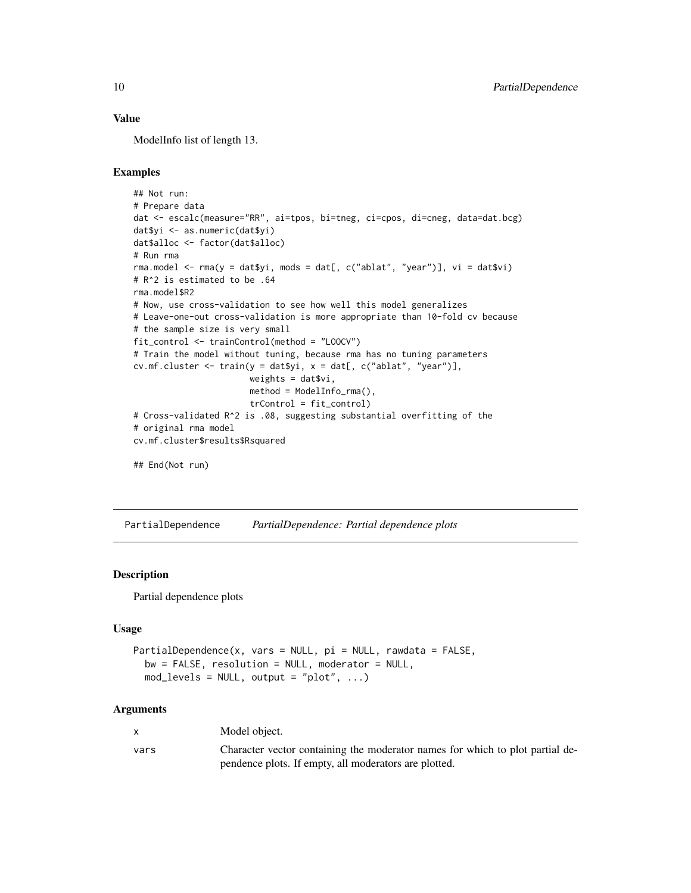### Value

ModelInfo list of length 13.

### Examples

```
## Not run:
# Prepare data
dat <- escalc(measure="RR", ai=tpos, bi=tneg, ci=cpos, di=cneg, data=dat.bcg)
dat$yi <- as.numeric(dat$yi)
dat$alloc <- factor(dat$alloc)
# Run rma
rma.model <- rma(y = dat$yi, mods = dat[, c("ablat", "year")], vi = dat$vi)
# R^2 is estimated to be .64
rma.model$R2
# Now, use cross-validation to see how well this model generalizes
# Leave-one-out cross-validation is more appropriate than 10-fold cv because
# the sample size is very small
fit_control <- trainControl(method = "LOOCV")
# Train the model without tuning, because rma has no tuning parameters
cv.mf.cluster <- train(y = dat$yi, x = dat[, c("ablat", "year")],
                       weights = dat$vi,
                       method = ModelInfo_rma(),
                       trControl = fit_control)
# Cross-validated R^2 is .08, suggesting substantial overfitting of the
# original rma model
cv.mf.cluster$results$Rsquared

## End(Not run)
```

---

## PartialDependence — *PartialDependence: Partial dependence plots*

### Description

Partial dependence plots

### Usage

```
PartialDependence(x, vars = NULL, pi = NULL, rawdata = FALSE,
  bw = FALSE, resolution = NULL, moderator = NULL,
  mod_levels = NULL, output = "plot", ...)
```

### Arguments

| | |
|---|---|
| x | Model object. |
| vars | Character vector containing the moderator names for which to plot partial dependence plots. If empty, all moderators are plotted. |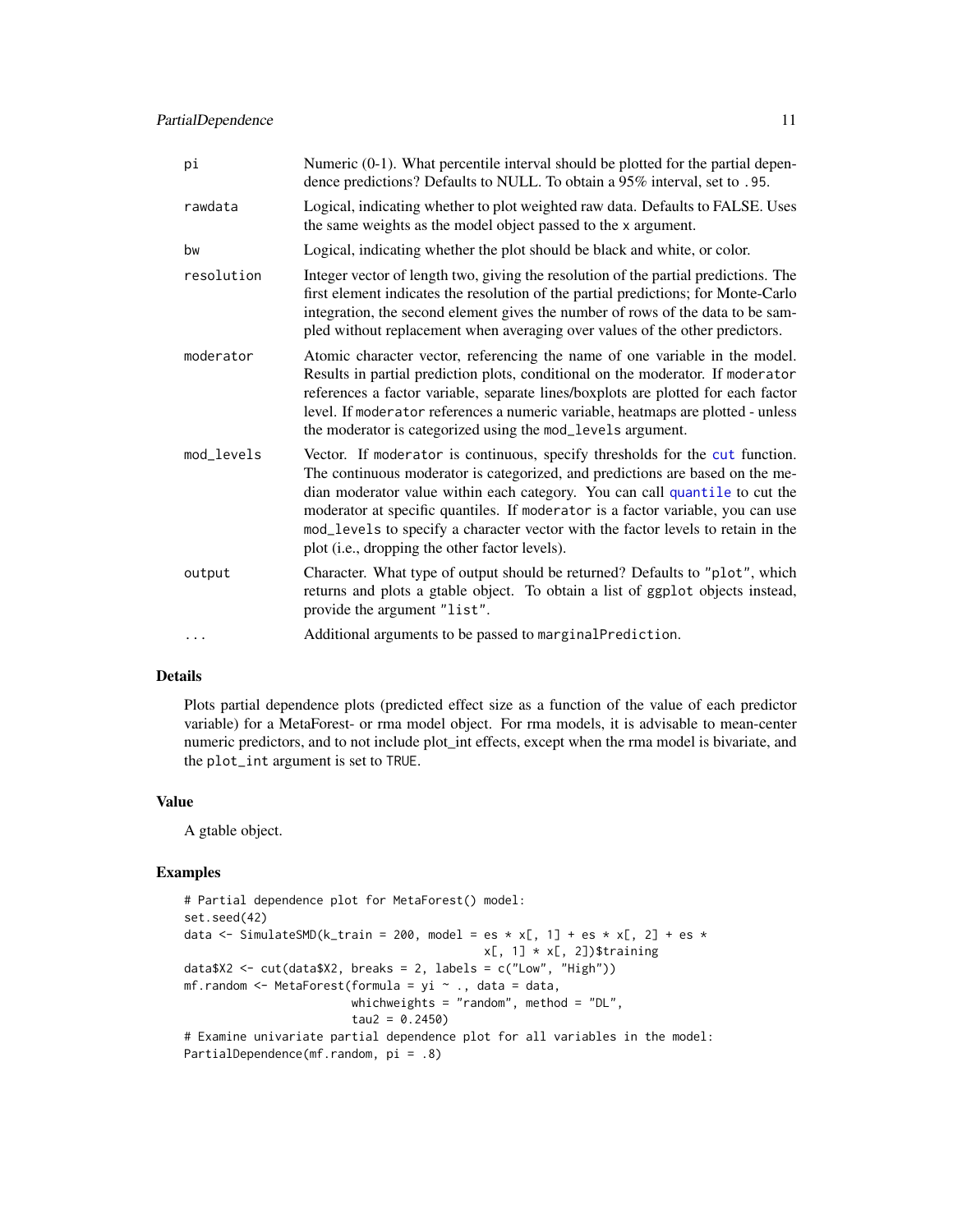| | |
|---|---|
| pi | Numeric (0-1). What percentile interval should be plotted for the partial dependence predictions? Defaults to NULL. To obtain a 95% interval, set to `.95`. |
| rawdata | Logical, indicating whether to plot weighted raw data. Defaults to FALSE. Uses the same weights as the model object passed to the `x` argument. |
| bw | Logical, indicating whether the plot should be black and white, or color. |
| resolution | Integer vector of length two, giving the resolution of the partial predictions. The first element indicates the resolution of the partial predictions; for Monte-Carlo integration, the second element gives the number of rows of the data to be sampled without replacement when averaging over values of the other predictors. |
| moderator | Atomic character vector, referencing the name of one variable in the model. Results in partial prediction plots, conditional on the moderator. If `moderator` references a factor variable, separate lines/boxplots are plotted for each factor level. If `moderator` references a numeric variable, heatmaps are plotted - unless the moderator is categorized using the `mod_levels` argument. |
| mod_levels | Vector. If `moderator` is continuous, specify thresholds for the `cut` function. The continuous moderator is categorized, and predictions are based on the median moderator value within each category. You can call `quantile` to cut the moderator at specific quantiles. If `moderator` is a factor variable, you can use `mod_levels` to specify a character vector with the factor levels to retain in the plot (i.e., dropping the other factor levels). |
| output | Character. What type of output should be returned? Defaults to `"plot"`, which returns and plots a gtable object. To obtain a list of `ggplot` objects instead, provide the argument `"list"`. |
| ... | Additional arguments to be passed to `marginalPrediction`. |

## Details

Plots partial dependence plots (predicted effect size as a function of the value of each predictor variable) for a MetaForest- or rma model object. For rma models, it is advisable to mean-center numeric predictors, and to not include plot_int effects, except when the rma model is bivariate, and the `plot_int` argument is set to `TRUE`.

## Value

A gtable object.

## Examples

```
# Partial dependence plot for MetaForest() model:
set.seed(42)
data <- SimulateSMD(k_train = 200, model = es * x[, 1] + es * x[, 2] + es *
                                       x[, 1] * x[, 2])$training
data$X2 <- cut(data$X2, breaks = 2, labels = c("Low", "High"))
mf.random <- MetaForest(formula = yi ~ ., data = data,
                        whichweights = "random", method = "DL",
                        tau2 = 0.2450)
# Examine univariate partial dependence plot for all variables in the model:
PartialDependence(mf.random, pi = .8)
```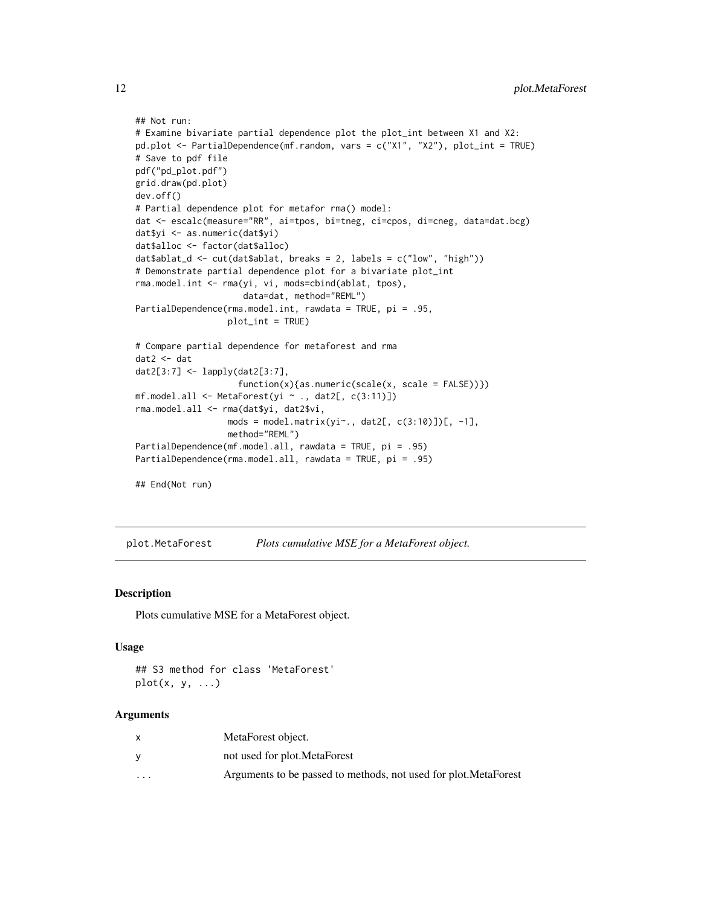```
## Not run:
# Examine bivariate partial dependence plot the plot_int between X1 and X2:
pd.plot <- PartialDependence(mf.random, vars = c("X1", "X2"), plot_int = TRUE)
# Save to pdf file
pdf("pd_plot.pdf")
grid.draw(pd.plot)
dev.off()
# Partial dependence plot for metafor rma() model:
dat <- escalc(measure="RR", ai=tpos, bi=tneg, ci=cpos, di=cneg, data=dat.bcg)
dat$yi <- as.numeric(dat$yi)
dat$alloc <- factor(dat$alloc)
dat$ablat_d <- cut(dat$ablat, breaks = 2, labels = c("low", "high"))
# Demonstrate partial dependence plot for a bivariate plot_int
rma.model.int <- rma(yi, vi, mods=cbind(ablat, tpos),
                     data=dat, method="REML")
PartialDependence(rma.model.int, rawdata = TRUE, pi = .95,
                  plot_int = TRUE)

# Compare partial dependence for metaforest and rma
dat2 <- dat
dat2[3:7] <- lapply(dat2[3:7],
                    function(x){as.numeric(scale(x, scale = FALSE))})
mf.model.all <- MetaForest(yi ~ ., dat2[, c(3:11)])
rma.model.all <- rma(dat$yi, dat2$vi,
                  mods = model.matrix(yi~., dat2[, c(3:10)])[, -1],
                  method="REML")
PartialDependence(mf.model.all, rawdata = TRUE, pi = .95)
PartialDependence(rma.model.all, rawdata = TRUE, pi = .95)

## End(Not run)
```

---

## plot.MetaForest — *Plots cumulative MSE for a MetaForest object.*

### Description

Plots cumulative MSE for a MetaForest object.

### Usage

```
## S3 method for class 'MetaForest'
plot(x, y, ...)
```

### Arguments

| | |
|---|---|
| x | MetaForest object. |
| y | not used for plot.MetaForest |
| ... | Arguments to be passed to methods, not used for plot.MetaForest |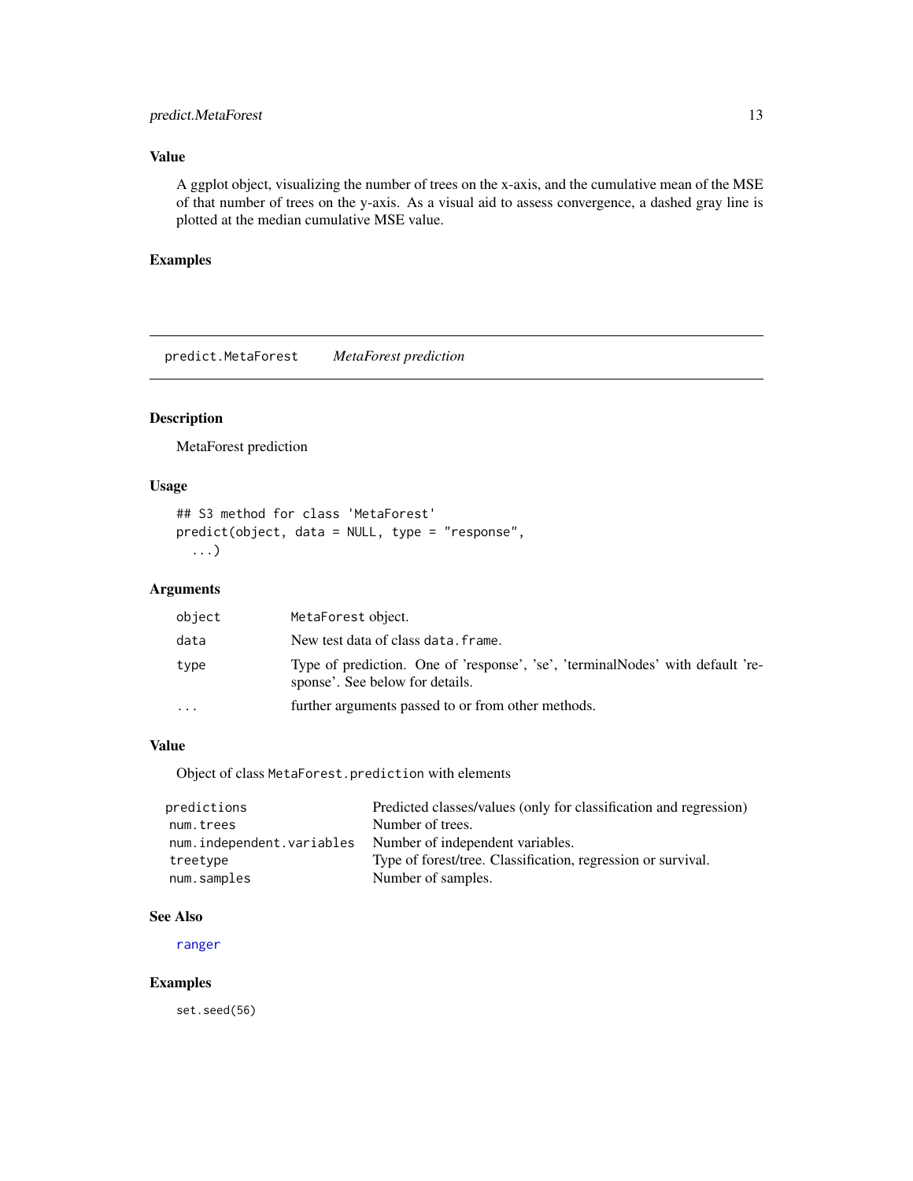## Value

A ggplot object, visualizing the number of trees on the x-axis, and the cumulative mean of the MSE of that number of trees on the y-axis. As a visual aid to assess convergence, a dashed gray line is plotted at the median cumulative MSE value.

## Examples

---

# predict.MetaForest *MetaForest prediction*

## Description

MetaForest prediction

## Usage

```
## S3 method for class 'MetaForest'
predict(object, data = NULL, type = "response",
  ...)
```

## Arguments

| | |
|---|---|
| object | MetaForest object. |
| data | New test data of class data.frame. |
| type | Type of prediction. One of 'response', 'se', 'terminalNodes' with default 'response'. See below for details. |
| ... | further arguments passed to or from other methods. |

## Value

Object of class MetaForest.prediction with elements

| | |
|---|---|
| predictions | Predicted classes/values (only for classification and regression) |
| num.trees | Number of trees. |
| num.independent.variables | Number of independent variables. |
| treetype | Type of forest/tree. Classification, regression or survival. |
| num.samples | Number of samples. |

## See Also

ranger

## Examples

```
set.seed(56)
```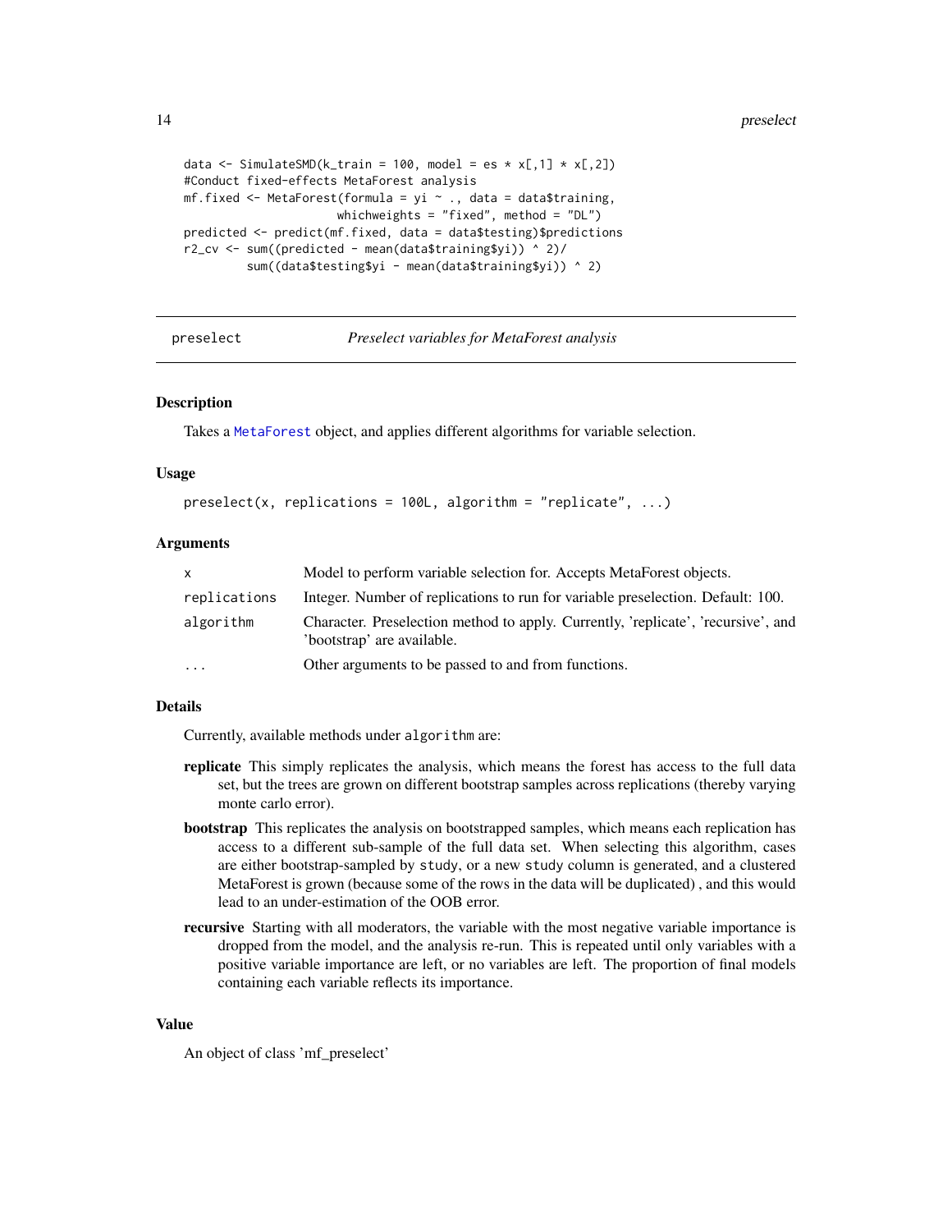```
data <- SimulateSMD(k_train = 100, model = es * x[,1] * x[,2])
#Conduct fixed-effects MetaForest analysis
mf.fixed <- MetaForest(formula = yi ~ ., data = data$training,
                      whichweights = "fixed", method = "DL")
predicted <- predict(mf.fixed, data = data$testing)$predictions
r2_cv <- sum((predicted - mean(data$training$yi)) ^ 2)/
         sum((data$testing$yi - mean(data$training$yi)) ^ 2)
```

## preselect — *Preselect variables for MetaForest analysis*

### Description

Takes a MetaForest object, and applies different algorithms for variable selection.

### Usage

```
preselect(x, replications = 100L, algorithm = "replicate", ...)
```

### Arguments

| | |
|---|---|
| `x` | Model to perform variable selection for. Accepts MetaForest objects. |
| `replications` | Integer. Number of replications to run for variable preselection. Default: 100. |
| `algorithm` | Character. Preselection method to apply. Currently, 'replicate', 'recursive', and 'bootstrap' are available. |
| `...` | Other arguments to be passed to and from functions. |

### Details

Currently, available methods under `algorithm` are:

**replicate** This simply replicates the analysis, which means the forest has access to the full data set, but the trees are grown on different bootstrap samples across replications (thereby varying monte carlo error).

**bootstrap** This replicates the analysis on bootstrapped samples, which means each replication has access to a different sub-sample of the full data set. When selecting this algorithm, cases are either bootstrap-sampled by `study`, or a new `study` column is generated, and a clustered MetaForest is grown (because some of the rows in the data will be duplicated) , and this would lead to an under-estimation of the OOB error.

**recursive** Starting with all moderators, the variable with the most negative variable importance is dropped from the model, and the analysis re-run. This is repeated until only variables with a positive variable importance are left, or no variables are left. The proportion of final models containing each variable reflects its importance.

### Value

An object of class 'mf_preselect'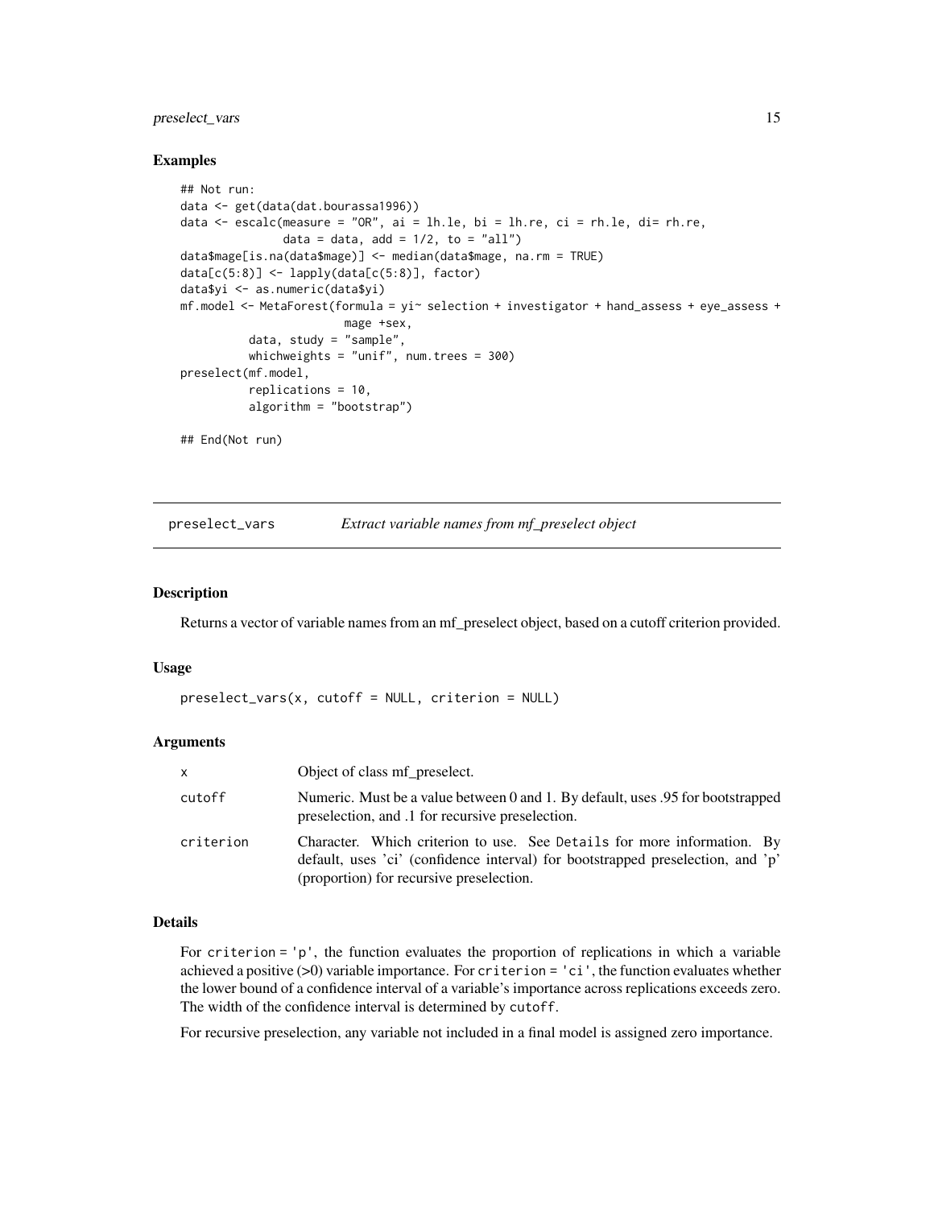## Examples

```
## Not run:
data <- get(data(dat.bourassa1996))
data <- escalc(measure = "OR", ai = lh.le, bi = lh.re, ci = rh.le, di= rh.re,
              data = data, add = 1/2, to = "all")
data$mage[is.na(data$mage)] <- median(data$mage, na.rm = TRUE)
data[c(5:8)] <- lapply(data[c(5:8)], factor)
data$yi <- as.numeric(data$yi)
mf.model <- MetaForest(formula = yi~ selection + investigator + hand_assess + eye_assess +
                       mage +sex,
          data, study = "sample",
          whichweights = "unif", num.trees = 300)
preselect(mf.model,
          replications = 10,
          algorithm = "bootstrap")

## End(Not run)
```

---

# preselect_vars — *Extract variable names from mf_preselect object*

## Description

Returns a vector of variable names from an mf_preselect object, based on a cutoff criterion provided.

## Usage

```
preselect_vars(x, cutoff = NULL, criterion = NULL)
```

## Arguments

| | |
|---|---|
| x | Object of class mf_preselect. |
| cutoff | Numeric. Must be a value between 0 and 1. By default, uses .95 for bootstrapped preselection, and .1 for recursive preselection. |
| criterion | Character. Which criterion to use. See Details for more information. By default, uses 'ci' (confidence interval) for bootstrapped preselection, and 'p' (proportion) for recursive preselection. |

## Details

For `criterion = 'p'`, the function evaluates the proportion of replications in which a variable achieved a positive (>0) variable importance. For `criterion = 'ci'`, the function evaluates whether the lower bound of a confidence interval of a variable's importance across replications exceeds zero. The width of the confidence interval is determined by `cutoff`.

For recursive preselection, any variable not included in a final model is assigned zero importance.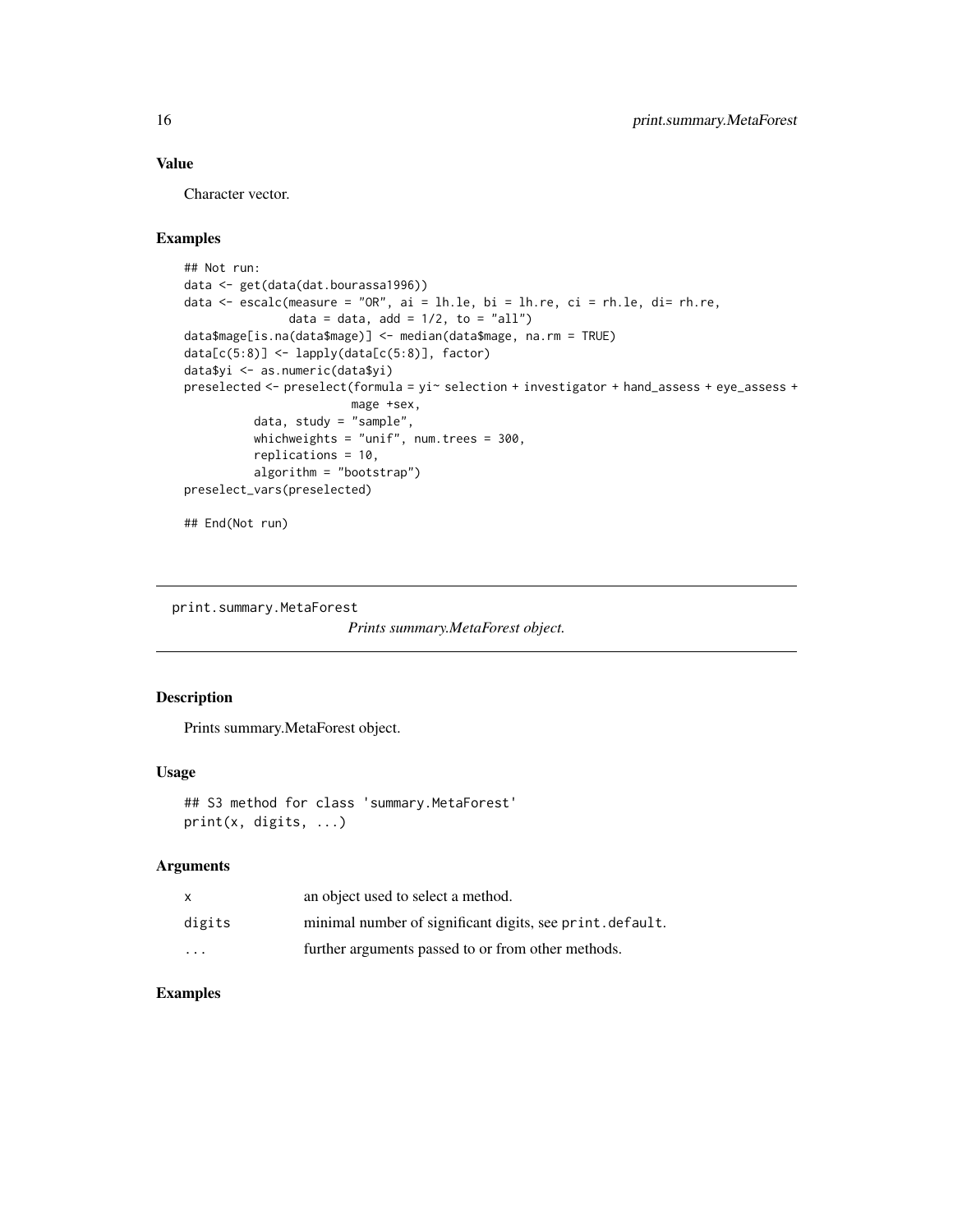### Value

Character vector.

### Examples

```
## Not run:
data <- get(data(dat.bourassa1996))
data <- escalc(measure = "OR", ai = lh.le, bi = lh.re, ci = rh.le, di= rh.re,
               data = data, add = 1/2, to = "all")
data$mage[is.na(data$mage)] <- median(data$mage, na.rm = TRUE)
data[c(5:8)] <- lapply(data[c(5:8)], factor)
data$yi <- as.numeric(data$yi)
preselected <- preselect(formula = yi~ selection + investigator + hand_assess + eye_assess +
                        mage +sex,
          data, study = "sample",
          whichweights = "unif", num.trees = 300,
          replications = 10,
          algorithm = "bootstrap")
preselect_vars(preselected)

## End(Not run)
```

---

## print.summary.MetaForest

*Prints summary.MetaForest object.*

---

### Description

Prints summary.MetaForest object.

### Usage

```
## S3 method for class 'summary.MetaForest'
print(x, digits, ...)
```

### Arguments

| | |
|---|---|
| x | an object used to select a method. |
| digits | minimal number of significant digits, see `print.default`. |
| ... | further arguments passed to or from other methods. |

### Examples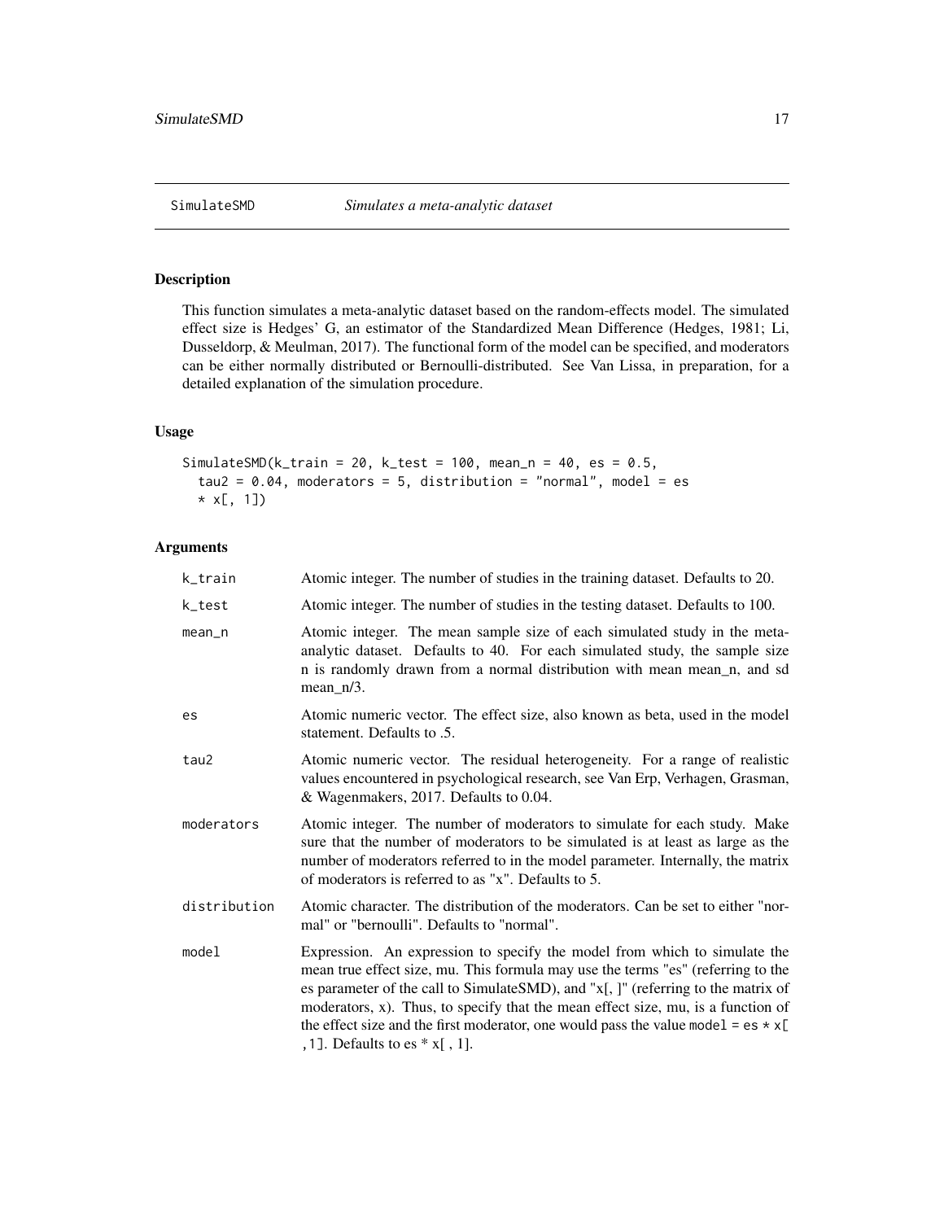SimulateSMD *Simulates a meta-analytic dataset*

## Description

This function simulates a meta-analytic dataset based on the random-effects model. The simulated effect size is Hedges' G, an estimator of the Standardized Mean Difference (Hedges, 1981; Li, Dusseldorp, & Meulman, 2017). The functional form of the model can be specified, and moderators can be either normally distributed or Bernoulli-distributed. See Van Lissa, in preparation, for a detailed explanation of the simulation procedure.

## Usage

```
SimulateSMD(k_train = 20, k_test = 100, mean_n = 40, es = 0.5,
  tau2 = 0.04, moderators = 5, distribution = "normal", model = es
  * x[, 1])
```

## Arguments

| | |
|---|---|
| k_train | Atomic integer. The number of studies in the training dataset. Defaults to 20. |
| k_test | Atomic integer. The number of studies in the testing dataset. Defaults to 100. |
| mean_n | Atomic integer. The mean sample size of each simulated study in the meta-analytic dataset. Defaults to 40. For each simulated study, the sample size n is randomly drawn from a normal distribution with mean mean_n, and sd mean_n/3. |
| es | Atomic numeric vector. The effect size, also known as beta, used in the model statement. Defaults to .5. |
| tau2 | Atomic numeric vector. The residual heterogeneity. For a range of realistic values encountered in psychological research, see Van Erp, Verhagen, Grasman, & Wagenmakers, 2017. Defaults to 0.04. |
| moderators | Atomic integer. The number of moderators to simulate for each study. Make sure that the number of moderators to be simulated is at least as large as the number of moderators referred to in the model parameter. Internally, the matrix of moderators is referred to as "x". Defaults to 5. |
| distribution | Atomic character. The distribution of the moderators. Can be set to either "normal" or "bernoulli". Defaults to "normal". |
| model | Expression. An expression to specify the model from which to simulate the mean true effect size, mu. This formula may use the terms "es" (referring to the es parameter of the call to SimulateSMD), and "x[, ]" (referring to the matrix of moderators, x). Thus, to specify that the mean effect size, mu, is a function of the effect size and the first moderator, one would pass the value `model = es * x[ ,1]`. Defaults to es * x[ , 1]. |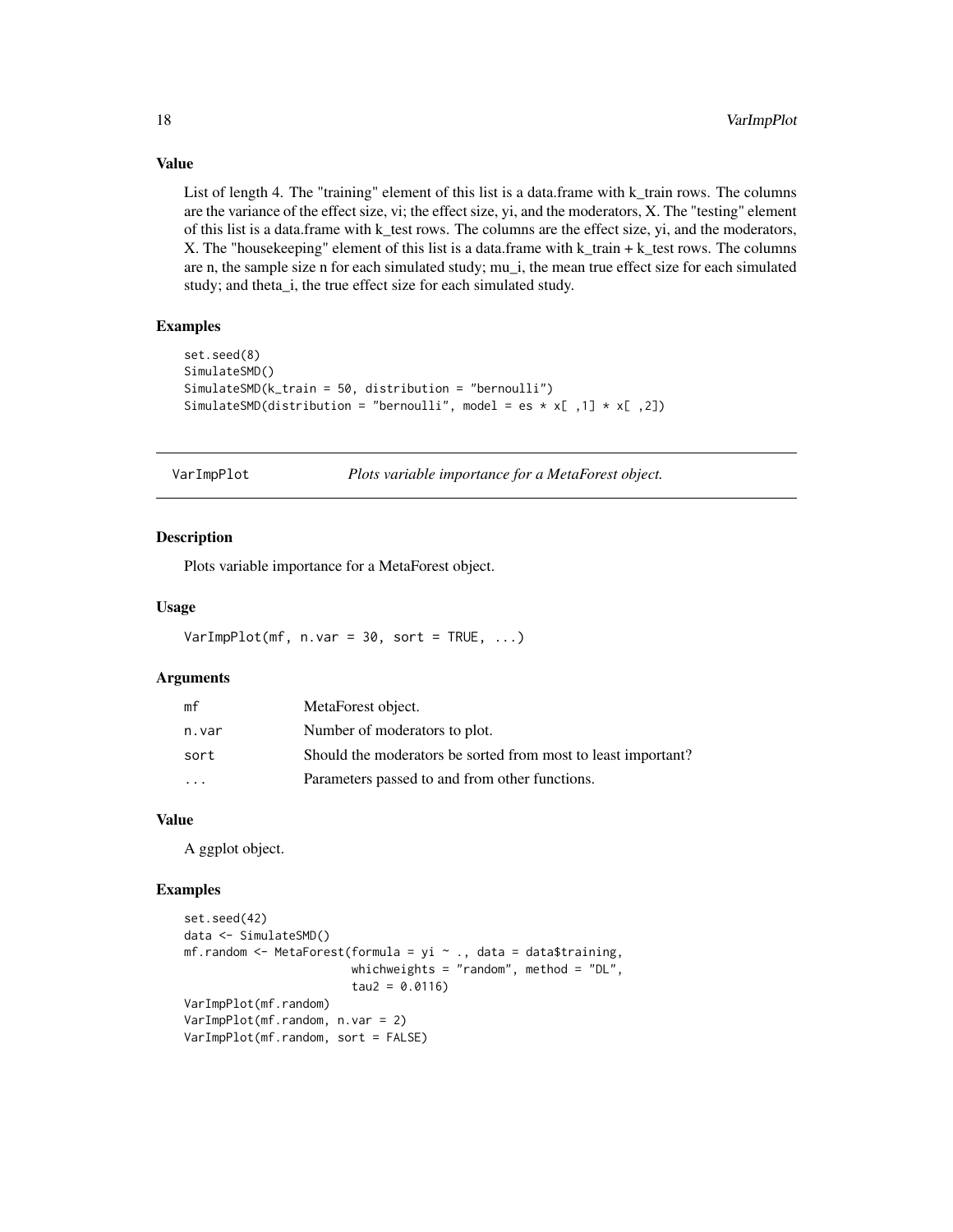### Value

List of length 4. The "training" element of this list is a data.frame with k_train rows. The columns are the variance of the effect size, vi; the effect size, yi, and the moderators, X. The "testing" element of this list is a data.frame with k_test rows. The columns are the effect size, yi, and the moderators, X. The "housekeeping" element of this list is a data.frame with k_train + k_test rows. The columns are n, the sample size n for each simulated study; mu_i, the mean true effect size for each simulated study; and theta_i, the true effect size for each simulated study.

### Examples

```
set.seed(8)
SimulateSMD()
SimulateSMD(k_train = 50, distribution = "bernoulli")
SimulateSMD(distribution = "bernoulli", model = es * x[ ,1] * x[ ,2])
```

---

## VarImpPlot — *Plots variable importance for a MetaForest object.*

---

### Description

Plots variable importance for a MetaForest object.

### Usage

```
VarImpPlot(mf, n.var = 30, sort = TRUE, ...)
```

### Arguments

| | |
|---|---|
| mf | MetaForest object. |
| n.var | Number of moderators to plot. |
| sort | Should the moderators be sorted from most to least important? |
| ... | Parameters passed to and from other functions. |

### Value

A ggplot object.

### Examples

```
set.seed(42)
data <- SimulateSMD()
mf.random <- MetaForest(formula = yi ~ ., data = data$training,
                        whichweights = "random", method = "DL",
                        tau2 = 0.0116)
VarImpPlot(mf.random)
VarImpPlot(mf.random, n.var = 2)
VarImpPlot(mf.random, sort = FALSE)
```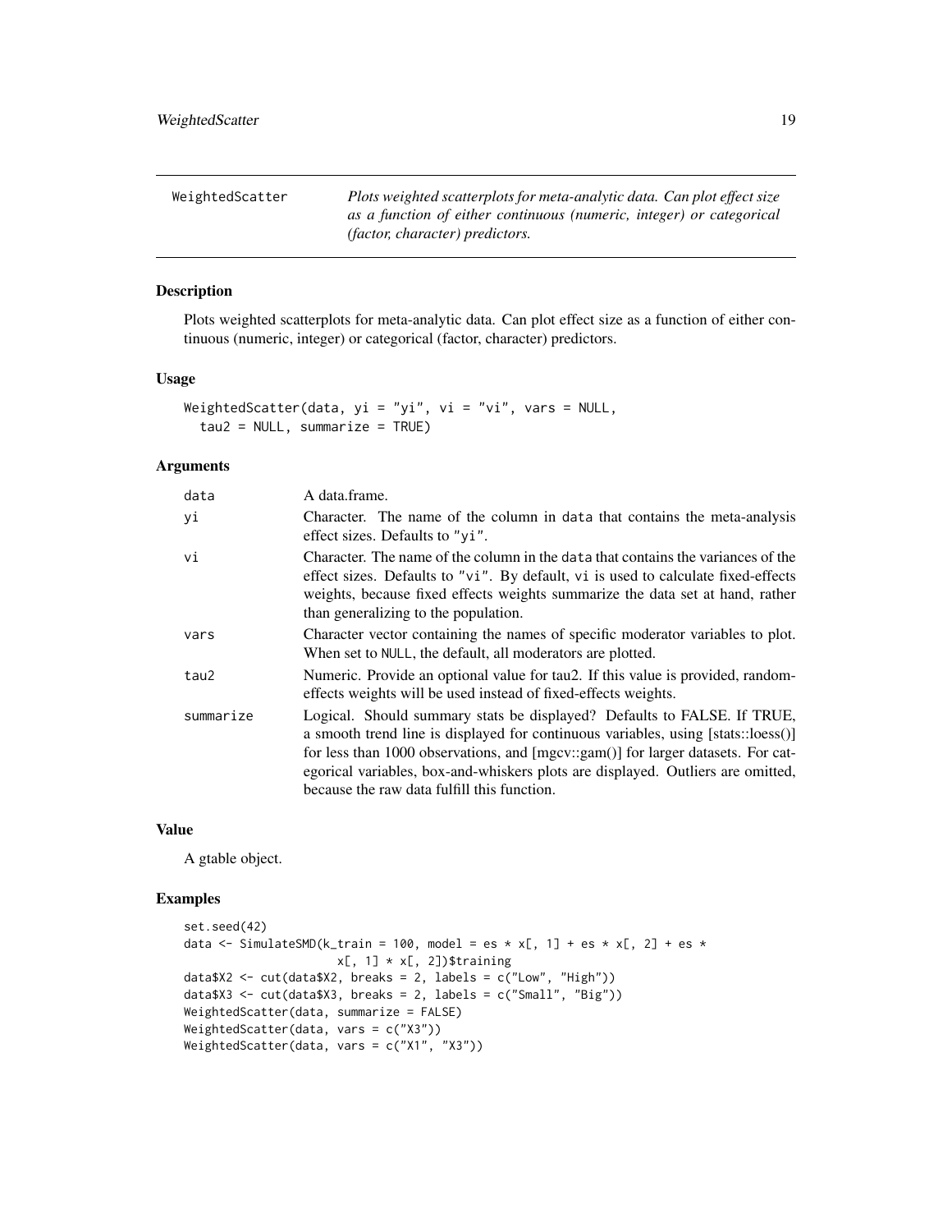| WeightedScatter | *Plots weighted scatterplots for meta-analytic data. Can plot effect size as a function of either continuous (numeric, integer) or categorical (factor, character) predictors.* |
|---|---|

## Description

Plots weighted scatterplots for meta-analytic data. Can plot effect size as a function of either continuous (numeric, integer) or categorical (factor, character) predictors.

## Usage

```
WeightedScatter(data, yi = "yi", vi = "vi", vars = NULL,
  tau2 = NULL, summarize = TRUE)
```

## Arguments

| | |
|---|---|
| data | A data.frame. |
| yi | Character. The name of the column in data that contains the meta-analysis effect sizes. Defaults to "yi". |
| vi | Character. The name of the column in the data that contains the variances of the effect sizes. Defaults to "vi". By default, vi is used to calculate fixed-effects weights, because fixed effects weights summarize the data set at hand, rather than generalizing to the population. |
| vars | Character vector containing the names of specific moderator variables to plot. When set to NULL, the default, all moderators are plotted. |
| tau2 | Numeric. Provide an optional value for tau2. If this value is provided, random-effects weights will be used instead of fixed-effects weights. |
| summarize | Logical. Should summary stats be displayed? Defaults to FALSE. If TRUE, a smooth trend line is displayed for continuous variables, using [stats::loess()] for less than 1000 observations, and [mgcv::gam()] for larger datasets. For categorical variables, box-and-whiskers plots are displayed. Outliers are omitted, because the raw data fulfill this function. |

## Value

A gtable object.

## Examples

```
set.seed(42)
data <- SimulateSMD(k_train = 100, model = es * x[, 1] + es * x[, 2] + es *
                    x[, 1] * x[, 2])$training
data$X2 <- cut(data$X2, breaks = 2, labels = c("Low", "High"))
data$X3 <- cut(data$X3, breaks = 2, labels = c("Small", "Big"))
WeightedScatter(data, summarize = FALSE)
WeightedScatter(data, vars = c("X3"))
WeightedScatter(data, vars = c("X1", "X3"))
```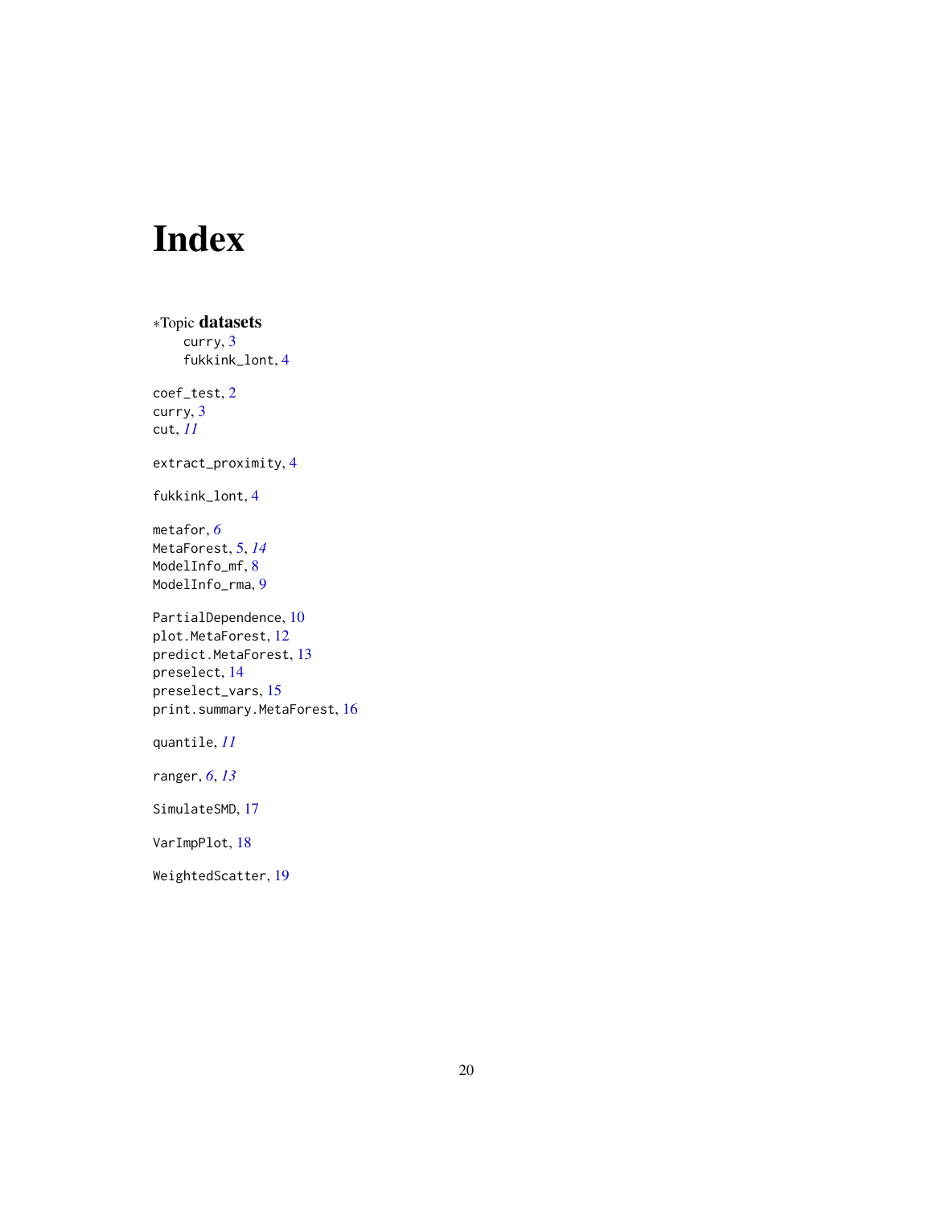# Index

∗Topic **datasets**

- curry, 3
- fukkink_lont, 4

coef_test, 2
curry, 3
cut, *11*

extract_proximity, 4

fukkink_lont, 4

metafor, *6*
MetaForest, 5, *14*
ModelInfo_mf, 8
ModelInfo_rma, 9

PartialDependence, 10
plot.MetaForest, 12
predict.MetaForest, 13
preselect, 14
preselect_vars, 15
print.summary.MetaForest, 16

quantile, *11*

ranger, *6*, *13*

SimulateSMD, 17

VarImpPlot, 18

WeightedScatter, 19